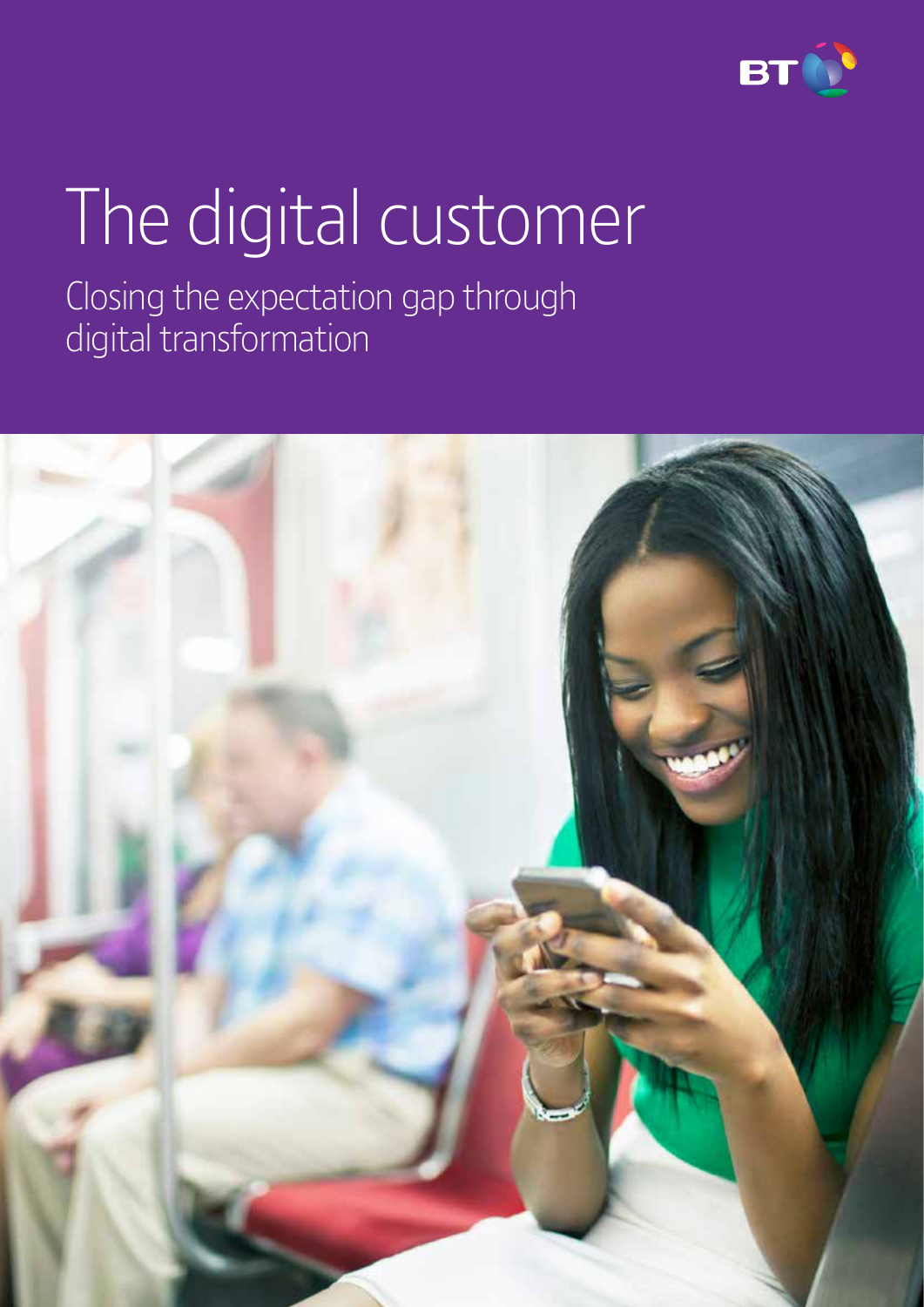# The digital customer

## Closing the expectation gap through digital transformation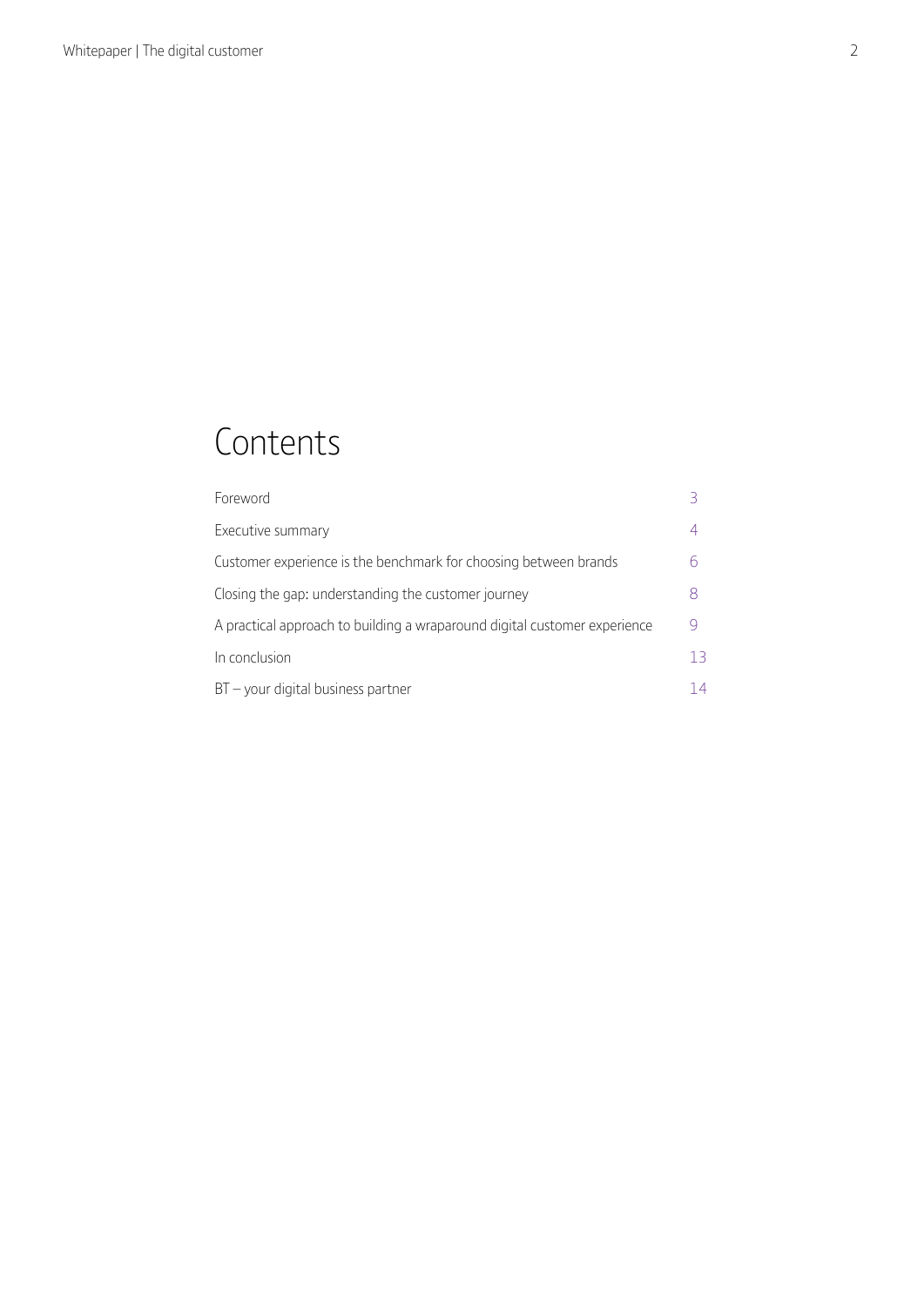# Contents

| | |
|---|---|
| Foreword | 3 |
| Executive summary | 4 |
| Customer experience is the benchmark for choosing between brands | 6 |
| Closing the gap: understanding the customer journey | 8 |
| A practical approach to building a wraparound digital customer experience | 9 |
| In conclusion | 13 |
| BT – your digital business partner | 14 |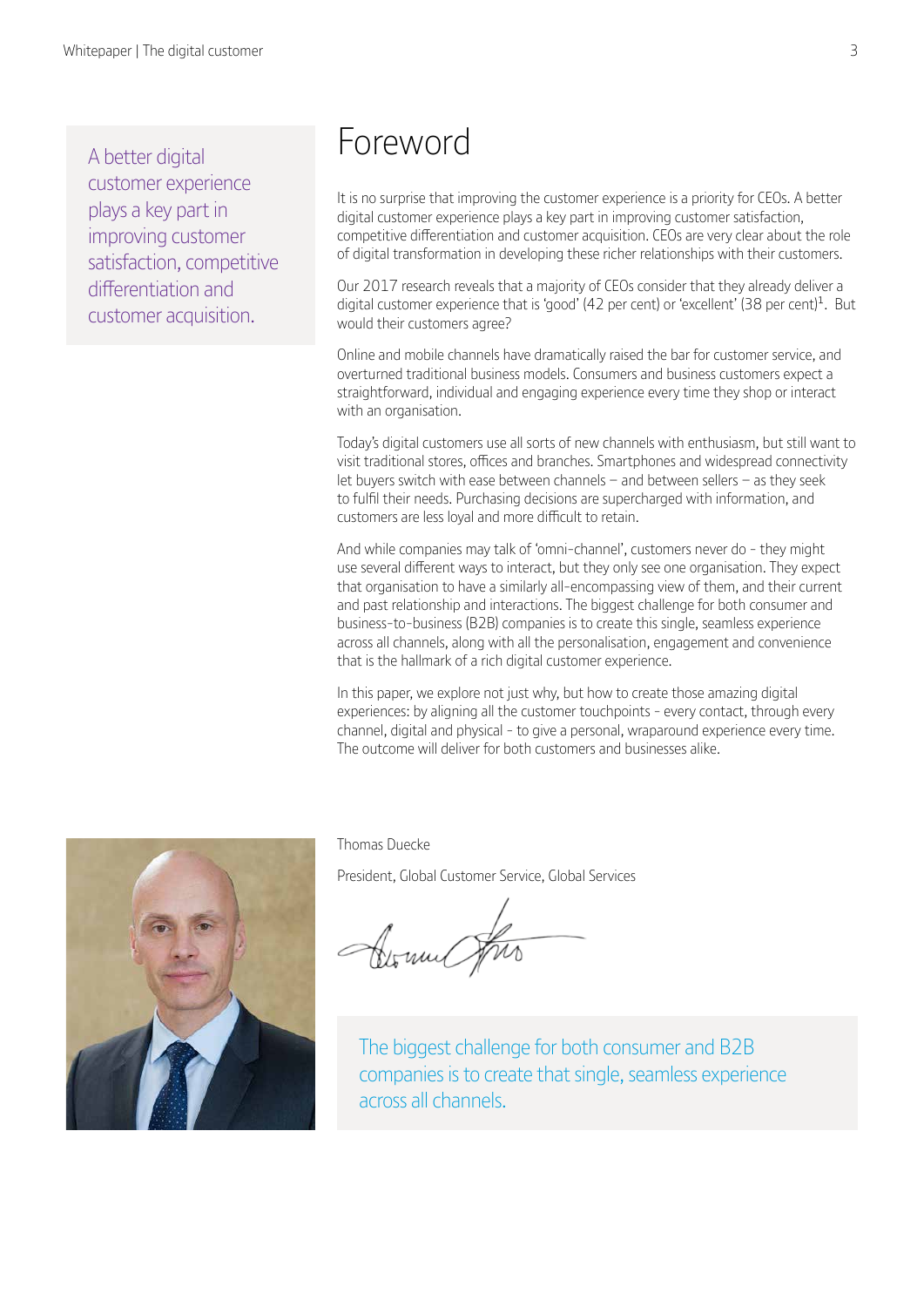A better digital customer experience plays a key part in improving customer satisfaction, competitive differentiation and customer acquisition.

# Foreword

It is no surprise that improving the customer experience is a priority for CEOs. A better digital customer experience plays a key part in improving customer satisfaction, competitive differentiation and customer acquisition. CEOs are very clear about the role of digital transformation in developing these richer relationships with their customers.

Our 2017 research reveals that a majority of CEOs consider that they already deliver a digital customer experience that is 'good' (42 per cent) or 'excellent' (38 per cent)[1]. But would their customers agree?

Online and mobile channels have dramatically raised the bar for customer service, and overturned traditional business models. Consumers and business customers expect a straightforward, individual and engaging experience every time they shop or interact with an organisation.

Today's digital customers use all sorts of new channels with enthusiasm, but still want to visit traditional stores, offices and branches. Smartphones and widespread connectivity let buyers switch with ease between channels – and between sellers – as they seek to fulfil their needs. Purchasing decisions are supercharged with information, and customers are less loyal and more difficult to retain.

And while companies may talk of 'omni-channel', customers never do - they might use several different ways to interact, but they only see one organisation. They expect that organisation to have a similarly all-encompassing view of them, and their current and past relationship and interactions. The biggest challenge for both consumer and business-to-business (B2B) companies is to create this single, seamless experience across all channels, along with all the personalisation, engagement and convenience that is the hallmark of a rich digital customer experience.

In this paper, we explore not just why, but how to create those amazing digital experiences: by aligning all the customer touchpoints - every contact, through every channel, digital and physical - to give a personal, wraparound experience every time. The outcome will deliver for both customers and businesses alike.

Thomas Duecke

President, Global Customer Service, Global Services

The biggest challenge for both consumer and B2B companies is to create that single, seamless experience across all channels.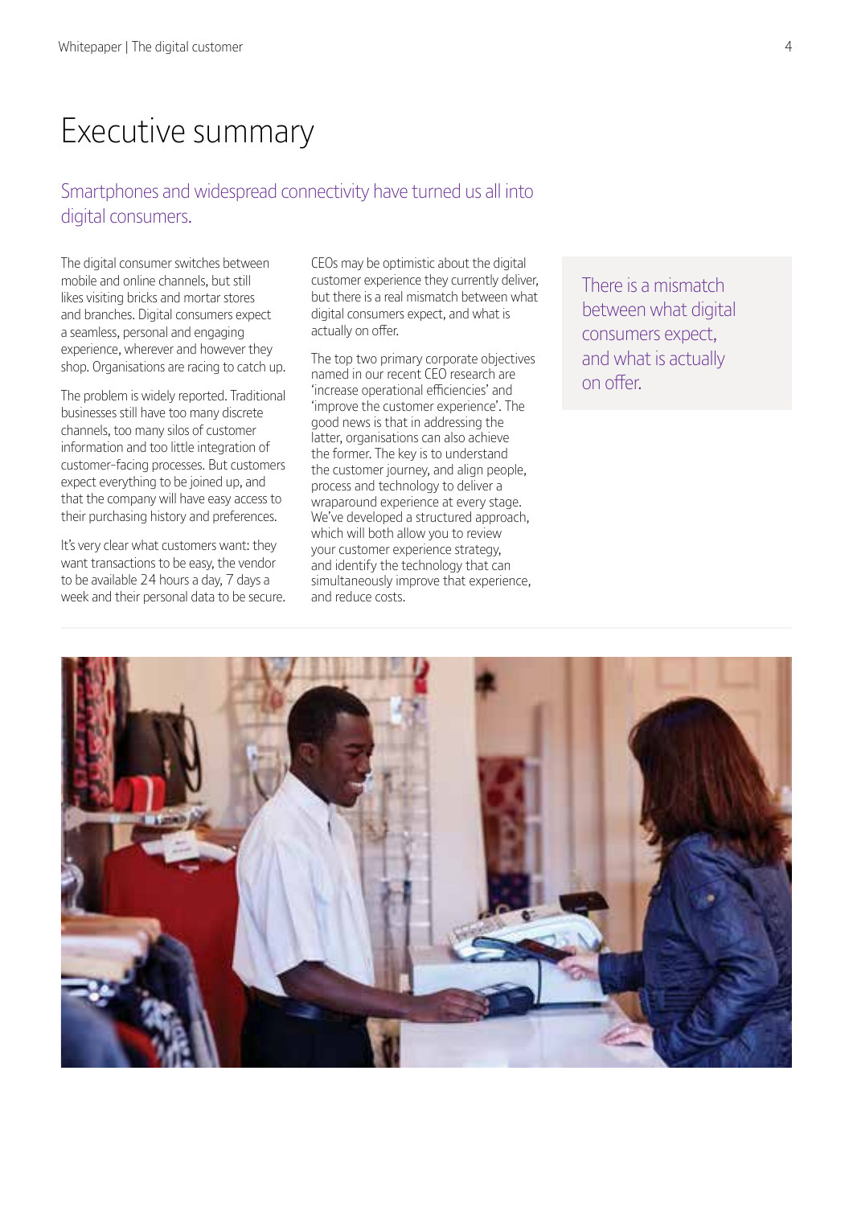# Executive summary

## Smartphones and widespread connectivity have turned us all into digital consumers.

The digital consumer switches between mobile and online channels, but still likes visiting bricks and mortar stores and branches. Digital consumers expect a seamless, personal and engaging experience, wherever and however they shop. Organisations are racing to catch up.

The problem is widely reported. Traditional businesses still have too many discrete channels, too many silos of customer information and too little integration of customer-facing processes. But customers expect everything to be joined up, and that the company will have easy access to their purchasing history and preferences.

It's very clear what customers want: they want transactions to be easy, the vendor to be available 24 hours a day, 7 days a week and their personal data to be secure.

CEOs may be optimistic about the digital customer experience they currently deliver, but there is a real mismatch between what digital consumers expect, and what is actually on offer.

The top two primary corporate objectives named in our recent CEO research are 'increase operational efficiencies' and 'improve the customer experience'. The good news is that in addressing the latter, organisations can also achieve the former. The key is to understand the customer journey, and align people, process and technology to deliver a wraparound experience at every stage. We've developed a structured approach, which will both allow you to review your customer experience strategy, and identify the technology that can simultaneously improve that experience, and reduce costs.

> There is a mismatch between what digital consumers expect, and what is actually on offer.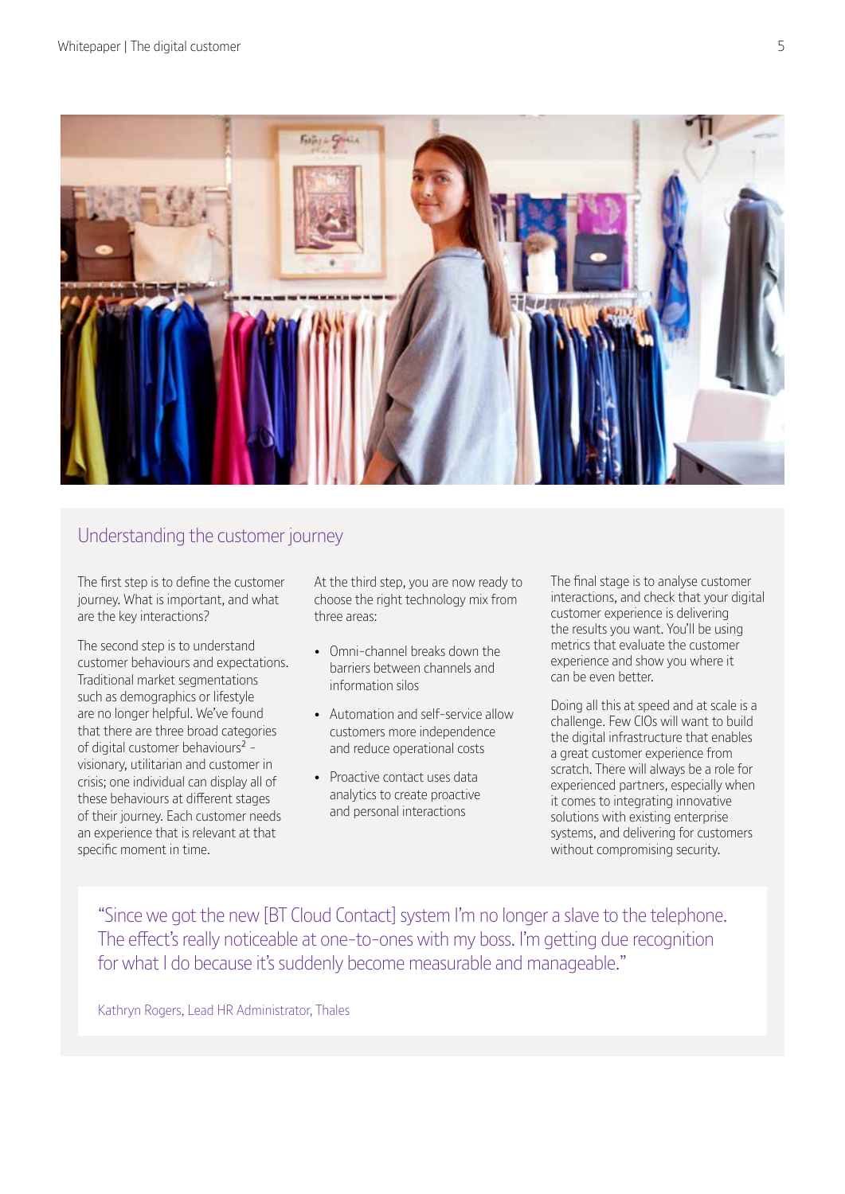## Understanding the customer journey

The first step is to define the customer journey. What is important, and what are the key interactions?

The second step is to understand customer behaviours and expectations. Traditional market segmentations such as demographics or lifestyle are no longer helpful. We've found that there are three broad categories of digital customer behaviours[2] – visionary, utilitarian and customer in crisis; one individual can display all of these behaviours at different stages of their journey. Each customer needs an experience that is relevant at that specific moment in time.

At the third step, you are now ready to choose the right technology mix from three areas:

- Omni-channel breaks down the barriers between channels and information silos
- Automation and self-service allow customers more independence and reduce operational costs
- Proactive contact uses data analytics to create proactive and personal interactions

The final stage is to analyse customer interactions, and check that your digital customer experience is delivering the results you want. You'll be using metrics that evaluate the customer experience and show you where it can be even better.

Doing all this at speed and at scale is a challenge. Few CIOs will want to build the digital infrastructure that enables a great customer experience from scratch. There will always be a role for experienced partners, especially when it comes to integrating innovative solutions with existing enterprise systems, and delivering for customers without compromising security.

> "Since we got the new [BT Cloud Contact] system I'm no longer a slave to the telephone. The effect's really noticeable at one-to-ones with my boss. I'm getting due recognition for what I do because it's suddenly become measurable and manageable."
>
> Kathryn Rogers, Lead HR Administrator, Thales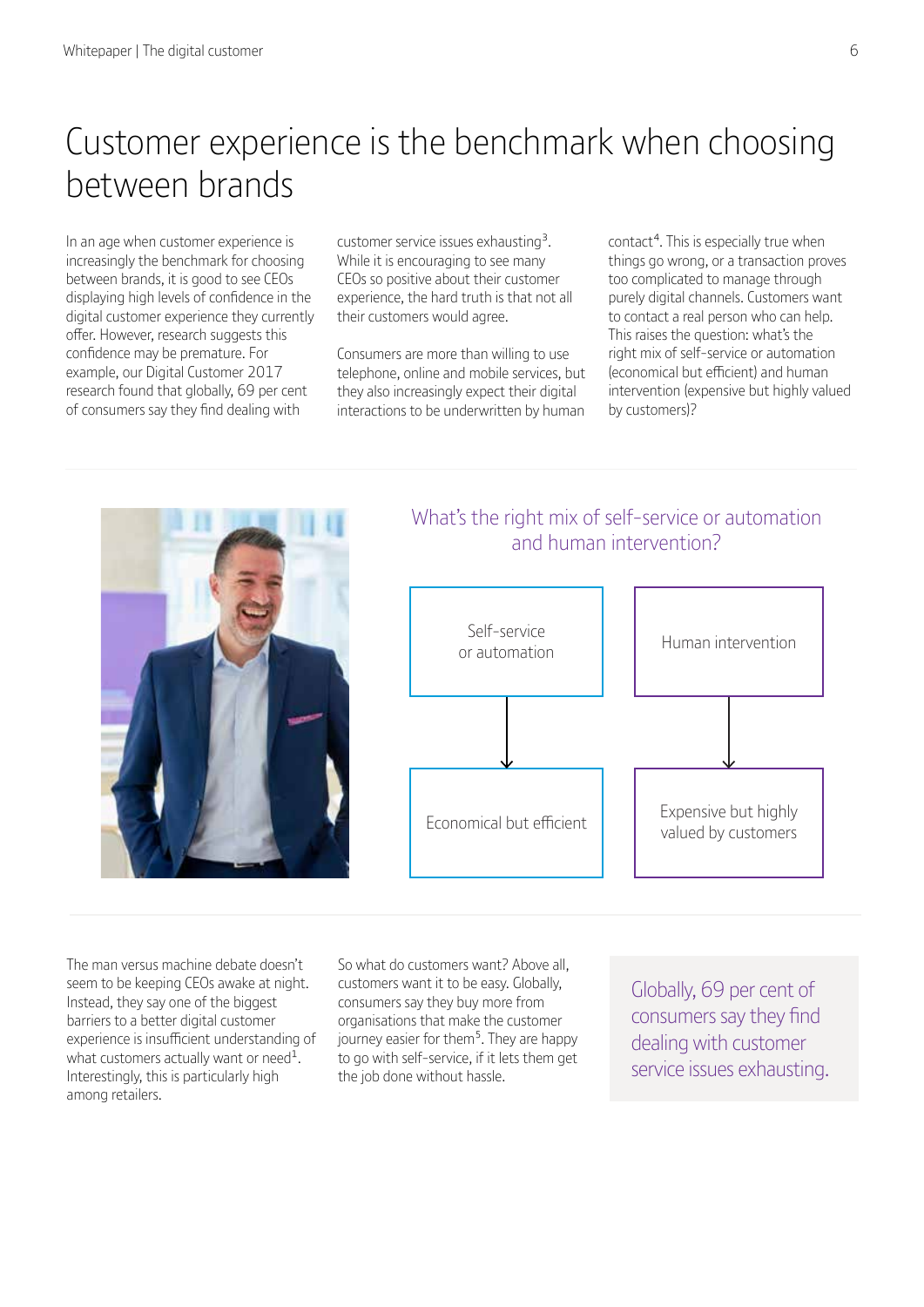# Customer experience is the benchmark when choosing between brands

In an age when customer experience is increasingly the benchmark for choosing between brands, it is good to see CEOs displaying high levels of confidence in the digital customer experience they currently offer. However, research suggests this confidence may be premature. For example, our Digital Customer 2017 research found that globally, 69 per cent of consumers say they find dealing with customer service issues exhausting[3]. While it is encouraging to see many CEOs so positive about their customer experience, the hard truth is that not all their customers would agree.

Consumers are more than willing to use telephone, online and mobile services, but they also increasingly expect their digital interactions to be underwritten by human contact[4]. This is especially true when things go wrong, or a transaction proves too complicated to manage through purely digital channels. Customers want to contact a real person who can help. This raises the question: what's the right mix of self-service or automation (economical but efficient) and human intervention (expensive but highly valued by customers)?

## What's the right mix of self-service or automation and human intervention?

- Self-service or automation → Economical but efficient
- Human intervention → Expensive but highly valued by customers

The man versus machine debate doesn't seem to be keeping CEOs awake at night. Instead, they say one of the biggest barriers to a better digital customer experience is insufficient understanding of what customers actually want or need[1]. Interestingly, this is particularly high among retailers.

So what do customers want? Above all, customers want it to be easy. Globally, consumers say they buy more from organisations that make the customer journey easier for them[5]. They are happy to go with self-service, if it lets them get the job done without hassle.

> Globally, 69 per cent of consumers say they find dealing with customer service issues exhausting.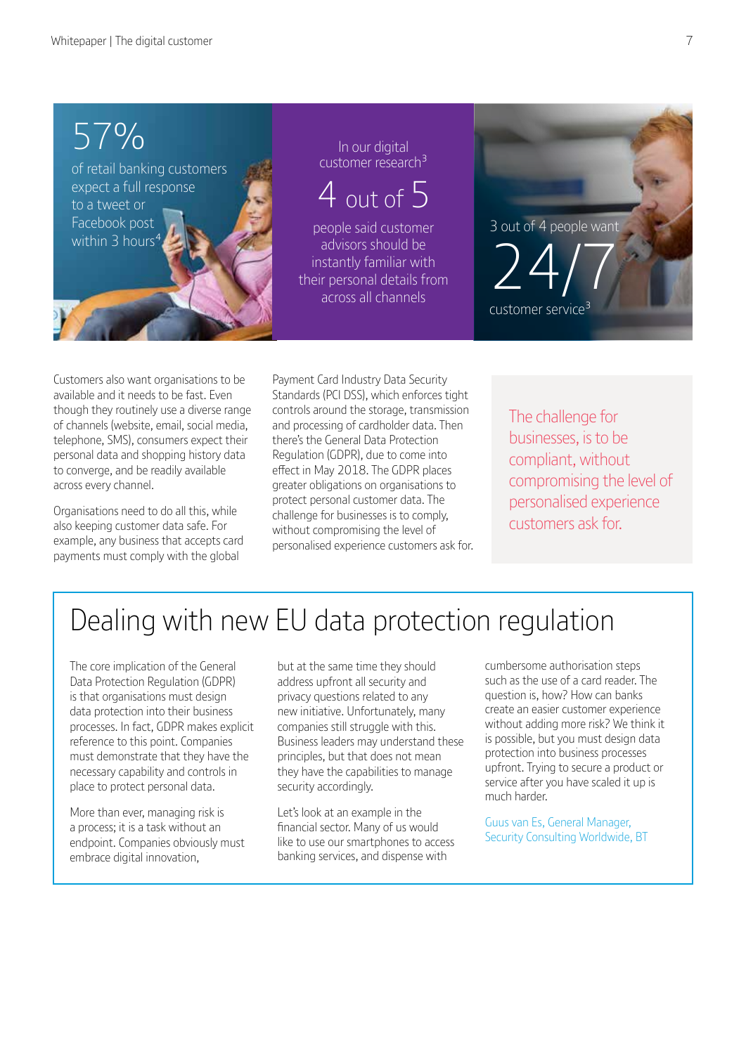57%

of retail banking customers expect a full response to a tweet or Facebook post within 3 hours[4]

In our digital customer research[3]

4 out of 5

people said customer advisors should be instantly familiar with their personal details from across all channels

3 out of 4 people want

24/7

customer service[3]

Customers also want organisations to be available and it needs to be fast. Even though they routinely use a diverse range of channels (website, email, social media, telephone, SMS), consumers expect their personal data and shopping history data to converge, and be readily available across every channel.

Organisations need to do all this, while also keeping customer data safe. For example, any business that accepts card payments must comply with the global Payment Card Industry Data Security Standards (PCI DSS), which enforces tight controls around the storage, transmission and processing of cardholder data. Then there's the General Data Protection Regulation (GDPR), due to come into effect in May 2018. The GDPR places greater obligations on organisations to protect personal customer data. The challenge for businesses is to comply, without compromising the level of personalised experience customers ask for.

> The challenge for businesses, is to be compliant, without compromising the level of personalised experience customers ask for.

## Dealing with new EU data protection regulation

The core implication of the General Data Protection Regulation (GDPR) is that organisations must design data protection into their business processes. In fact, GDPR makes explicit reference to this point. Companies must demonstrate that they have the necessary capability and controls in place to protect personal data.

More than ever, managing risk is a process; it is a task without an endpoint. Companies obviously must embrace digital innovation, but at the same time they should address upfront all security and privacy questions related to any new initiative. Unfortunately, many companies still struggle with this. Business leaders may understand these principles, but that does not mean they have the capabilities to manage security accordingly.

Let's look at an example in the financial sector. Many of us would like to use our smartphones to access banking services, and dispense with cumbersome authorisation steps such as the use of a card reader. The question is, how? How can banks create an easier customer experience without adding more risk? We think it is possible, but you must design data protection into business processes upfront. Trying to secure a product or service after you have scaled it up is much harder.

Guus van Es, General Manager, Security Consulting Worldwide, BT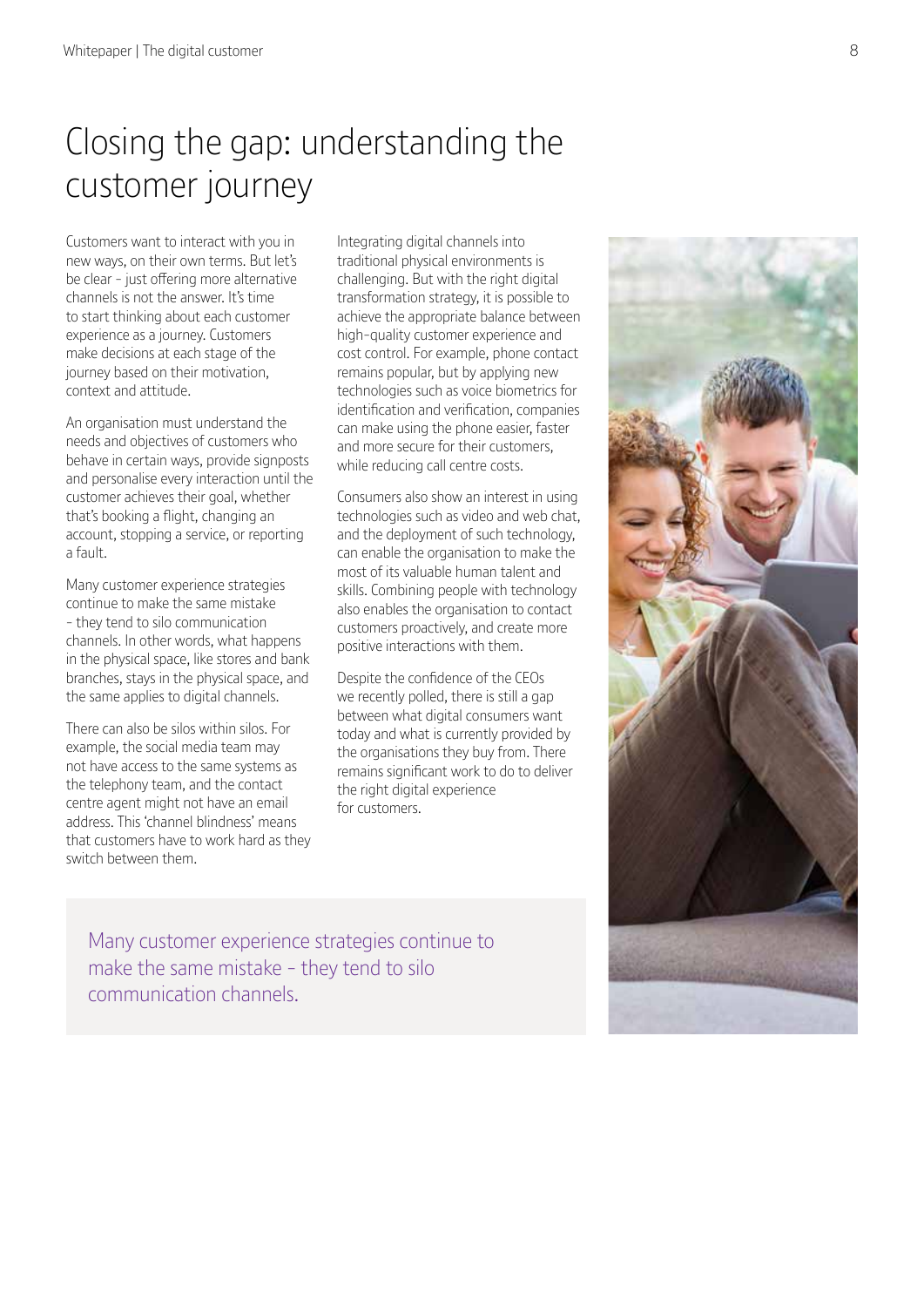# Closing the gap: understanding the customer journey

Customers want to interact with you in new ways, on their own terms. But let's be clear – just offering more alternative channels is not the answer. It's time to start thinking about each customer experience as a journey. Customers make decisions at each stage of the journey based on their motivation, context and attitude.

An organisation must understand the needs and objectives of customers who behave in certain ways, provide signposts and personalise every interaction until the customer achieves their goal, whether that's booking a flight, changing an account, stopping a service, or reporting a fault.

Many customer experience strategies continue to make the same mistake – they tend to silo communication channels. In other words, what happens in the physical space, like stores and bank branches, stays in the physical space, and the same applies to digital channels.

There can also be silos within silos. For example, the social media team may not have access to the same systems as the telephony team, and the contact centre agent might not have an email address. This 'channel blindness' means that customers have to work hard as they switch between them.

Integrating digital channels into traditional physical environments is challenging. But with the right digital transformation strategy, it is possible to achieve the appropriate balance between high-quality customer experience and cost control. For example, phone contact remains popular, but by applying new technologies such as voice biometrics for identification and verification, companies can make using the phone easier, faster and more secure for their customers, while reducing call centre costs.

Consumers also show an interest in using technologies such as video and web chat, and the deployment of such technology, can enable the organisation to make the most of its valuable human talent and skills. Combining people with technology also enables the organisation to contact customers proactively, and create more positive interactions with them.

Despite the confidence of the CEOs we recently polled, there is still a gap between what digital consumers want today and what is currently provided by the organisations they buy from. There remains significant work to do to deliver the right digital experience for customers.

> Many customer experience strategies continue to make the same mistake – they tend to silo communication channels.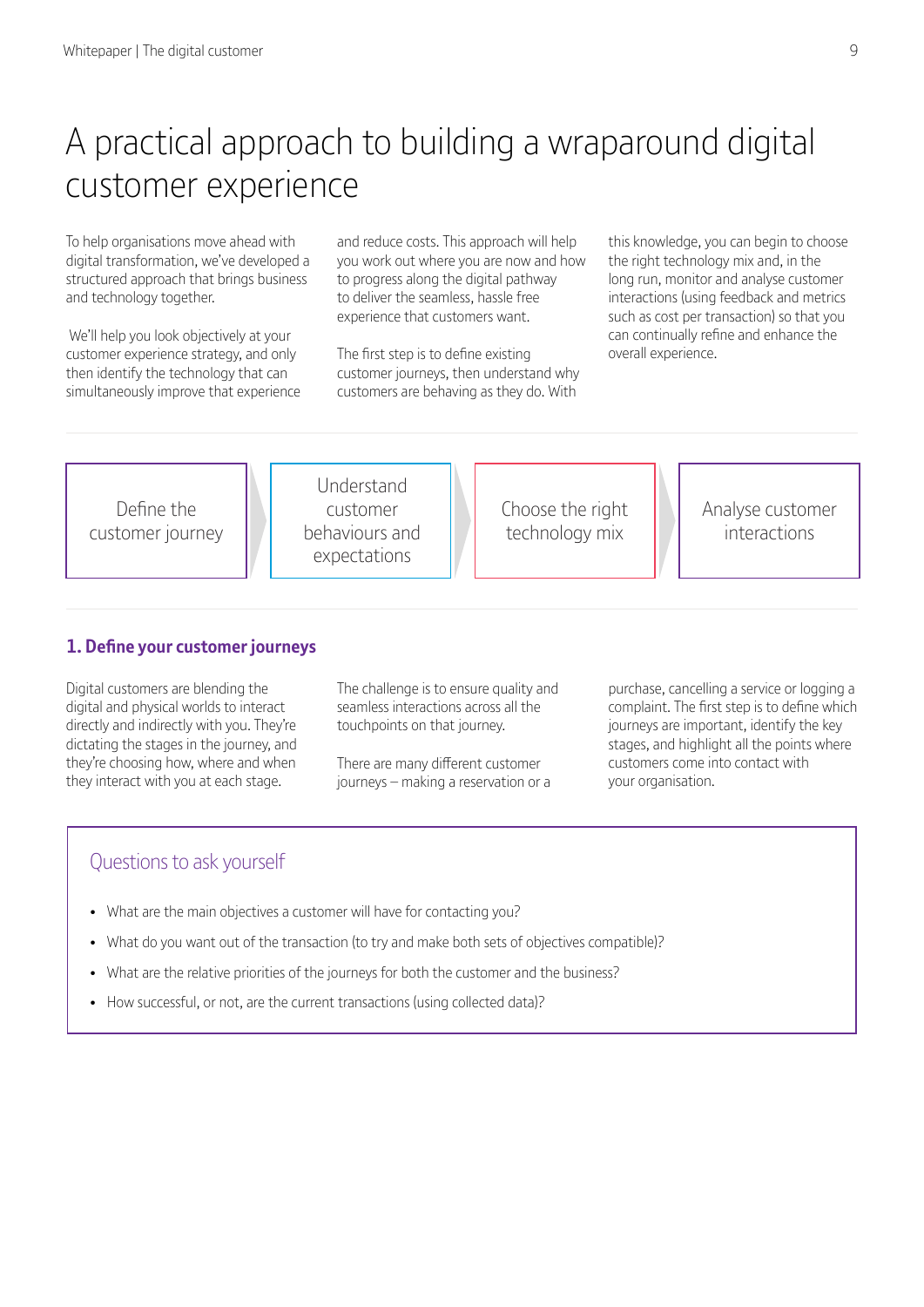# A practical approach to building a wraparound digital customer experience

To help organisations move ahead with digital transformation, we've developed a structured approach that brings business and technology together.

We'll help you look objectively at your customer experience strategy, and only then identify the technology that can simultaneously improve that experience and reduce costs. This approach will help you work out where you are now and how to progress along the digital pathway to deliver the seamless, hassle free experience that customers want.

The first step is to define existing customer journeys, then understand why customers are behaving as they do. With this knowledge, you can begin to choose the right technology mix and, in the long run, monitor and analyse customer interactions (using feedback and metrics such as cost per transaction) so that you can continually refine and enhance the overall experience.

Define the customer journey → Understand customer behaviours and expectations → Choose the right technology mix → Analyse customer interactions

## 1. Define your customer journeys

Digital customers are blending the digital and physical worlds to interact directly and indirectly with you. They're dictating the stages in the journey, and they're choosing how, where and when they interact with you at each stage.

The challenge is to ensure quality and seamless interactions across all the touchpoints on that journey.

There are many different customer journeys – making a reservation or a purchase, cancelling a service or logging a complaint. The first step is to define which journeys are important, identify the key stages, and highlight all the points where customers come into contact with your organisation.

### Questions to ask yourself

- What are the main objectives a customer will have for contacting you?
- What do you want out of the transaction (to try and make both sets of objectives compatible)?
- What are the relative priorities of the journeys for both the customer and the business?
- How successful, or not, are the current transactions (using collected data)?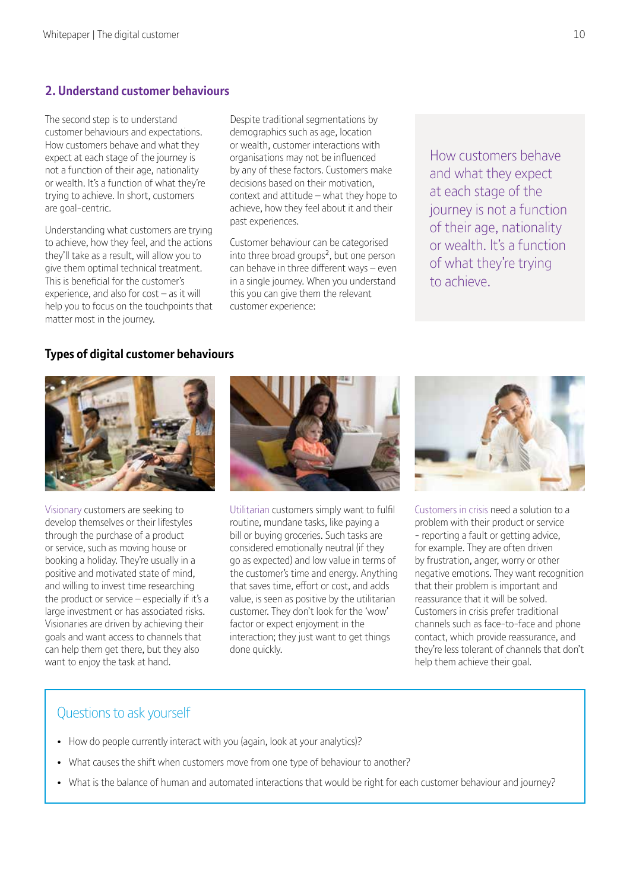## 2. Understand customer behaviours

The second step is to understand customer behaviours and expectations. How customers behave and what they expect at each stage of the journey is not a function of their age, nationality or wealth. It's a function of what they're trying to achieve. In short, customers are goal-centric.

Understanding what customers are trying to achieve, how they feel, and the actions they'll take as a result, will allow you to give them optimal technical treatment. This is beneficial for the customer's experience, and also for cost – as it will help you to focus on the touchpoints that matter most in the journey.

Despite traditional segmentations by demographics such as age, location or wealth, customer interactions with organisations may not be influenced by any of these factors. Customers make decisions based on their motivation, context and attitude – what they hope to achieve, how they feel about it and their past experiences.

Customer behaviour can be categorised into three broad groups[2], but one person can behave in three different ways – even in a single journey. When you understand this you can give them the relevant customer experience:

> How customers behave and what they expect at each stage of the journey is not a function of their age, nationality or wealth. It's a function of what they're trying to achieve.

### Types of digital customer behaviours

Visionary customers are seeking to develop themselves or their lifestyles through the purchase of a product or service, such as moving house or booking a holiday. They're usually in a positive and motivated state of mind, and willing to invest time researching the product or service – especially if it's a large investment or has associated risks. Visionaries are driven by achieving their goals and want access to channels that can help them get there, but they also want to enjoy the task at hand.

Utilitarian customers simply want to fulfil routine, mundane tasks, like paying a bill or buying groceries. Such tasks are considered emotionally neutral (if they go as expected) and low value in terms of the customer's time and energy. Anything that saves time, effort or cost, and adds value, is seen as positive by the utilitarian customer. They don't look for the 'wow' factor or expect enjoyment in the interaction; they just want to get things done quickly.

Customers in crisis need a solution to a problem with their product or service - reporting a fault or getting advice, for example. They are often driven by frustration, anger, worry or other negative emotions. They want recognition that their problem is important and reassurance that it will be solved. Customers in crisis prefer traditional channels such as face-to-face and phone contact, which provide reassurance, and they're less tolerant of channels that don't help them achieve their goal.

### Questions to ask yourself

- How do people currently interact with you (again, look at your analytics)?
- What causes the shift when customers move from one type of behaviour to another?
- What is the balance of human and automated interactions that would be right for each customer behaviour and journey?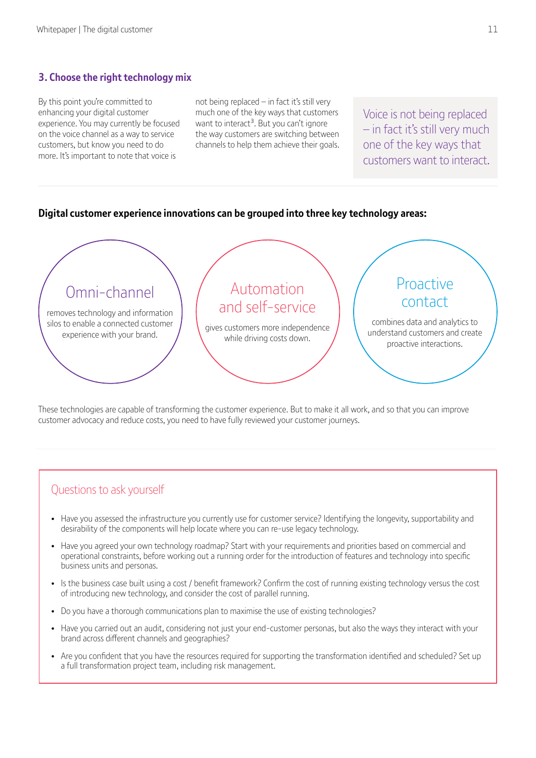## 3. Choose the right technology mix

By this point you're committed to enhancing your digital customer experience. You may currently be focused on the voice channel as a way to service customers, but know you need to do more. It's important to note that voice is not being replaced – in fact it's still very much one of the key ways that customers want to interact[3]. But you can't ignore the way customers are switching between channels to help them achieve their goals.

> Voice is not being replaced – in fact it's still very much one of the key ways that customers want to interact.

**Digital customer experience innovations can be grouped into three key technology areas:**

**Omni-channel** removes technology and information silos to enable a connected customer experience with your brand.

**Automation and self-service** gives customers more independence while driving costs down.

**Proactive contact** combines data and analytics to understand customers and create proactive interactions.

These technologies are capable of transforming the customer experience. But to make it all work, and so that you can improve customer advocacy and reduce costs, you need to have fully reviewed your customer journeys.

### Questions to ask yourself

- Have you assessed the infrastructure you currently use for customer service? Identifying the longevity, supportability and desirability of the components will help locate where you can re-use legacy technology.
- Have you agreed your own technology roadmap? Start with your requirements and priorities based on commercial and operational constraints, before working out a running order for the introduction of features and technology into specific business units and personas.
- Is the business case built using a cost / benefit framework? Confirm the cost of running existing technology versus the cost of introducing new technology, and consider the cost of parallel running.
- Do you have a thorough communications plan to maximise the use of existing technologies?
- Have you carried out an audit, considering not just your end-customer personas, but also the ways they interact with your brand across different channels and geographies?
- Are you confident that you have the resources required for supporting the transformation identified and scheduled? Set up a full transformation project team, including risk management.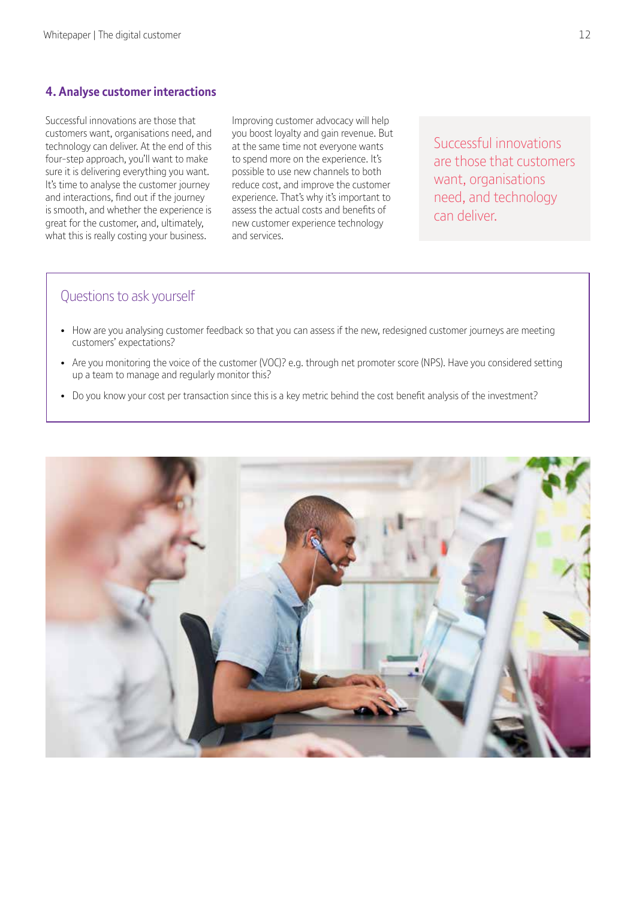## 4. Analyse customer interactions

Successful innovations are those that customers want, organisations need, and technology can deliver. At the end of this four-step approach, you'll want to make sure it is delivering everything you want. It's time to analyse the customer journey and interactions, find out if the journey is smooth, and whether the experience is great for the customer, and, ultimately, what this is really costing your business.

Improving customer advocacy will help you boost loyalty and gain revenue. But at the same time not everyone wants to spend more on the experience. It's possible to use new channels to both reduce cost, and improve the customer experience. That's why it's important to assess the actual costs and benefits of new customer experience technology and services.

> Successful innovations are those that customers want, organisations need, and technology can deliver.

### Questions to ask yourself

- How are you analysing customer feedback so that you can assess if the new, redesigned customer journeys are meeting customers' expectations?
- Are you monitoring the voice of the customer (VOC)? e.g. through net promoter score (NPS). Have you considered setting up a team to manage and regularly monitor this?
- Do you know your cost per transaction since this is a key metric behind the cost benefit analysis of the investment?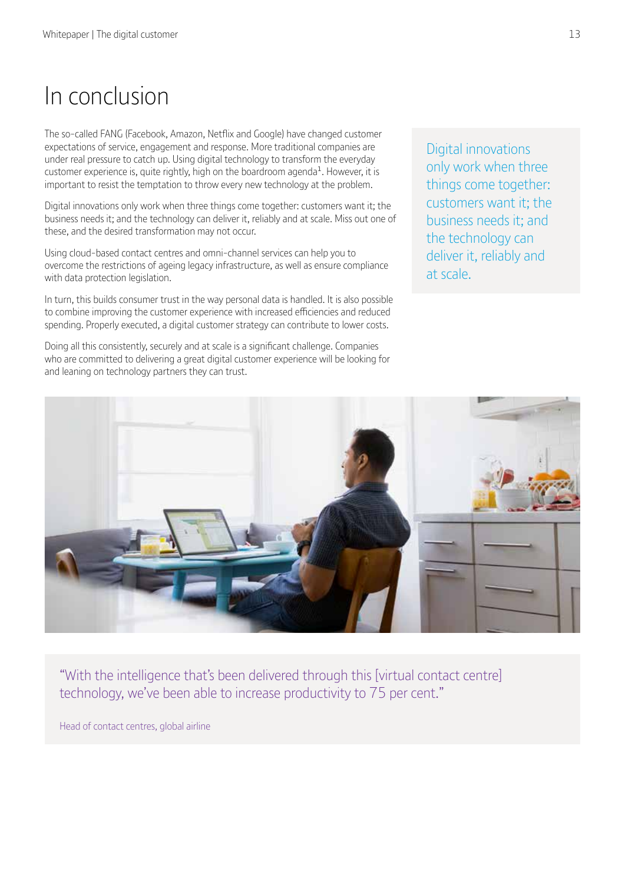# In conclusion

The so-called FANG (Facebook, Amazon, Netflix and Google) have changed customer expectations of service, engagement and response. More traditional companies are under real pressure to catch up. Using digital technology to transform the everyday customer experience is, quite rightly, high on the boardroom agenda[1]. However, it is important to resist the temptation to throw every new technology at the problem.

Digital innovations only work when three things come together: customers want it; the business needs it; and the technology can deliver it, reliably and at scale. Miss out one of these, and the desired transformation may not occur.

Using cloud-based contact centres and omni-channel services can help you to overcome the restrictions of ageing legacy infrastructure, as well as ensure compliance with data protection legislation.

In turn, this builds consumer trust in the way personal data is handled. It is also possible to combine improving the customer experience with increased efficiencies and reduced spending. Properly executed, a digital customer strategy can contribute to lower costs.

Doing all this consistently, securely and at scale is a significant challenge. Companies who are committed to delivering a great digital customer experience will be looking for and leaning on technology partners they can trust.

> Digital innovations only work when three things come together: customers want it; the business needs it; and the technology can deliver it, reliably and at scale.

> "With the intelligence that's been delivered through this [virtual contact centre] technology, we've been able to increase productivity to 75 per cent."
>
> Head of contact centres, global airline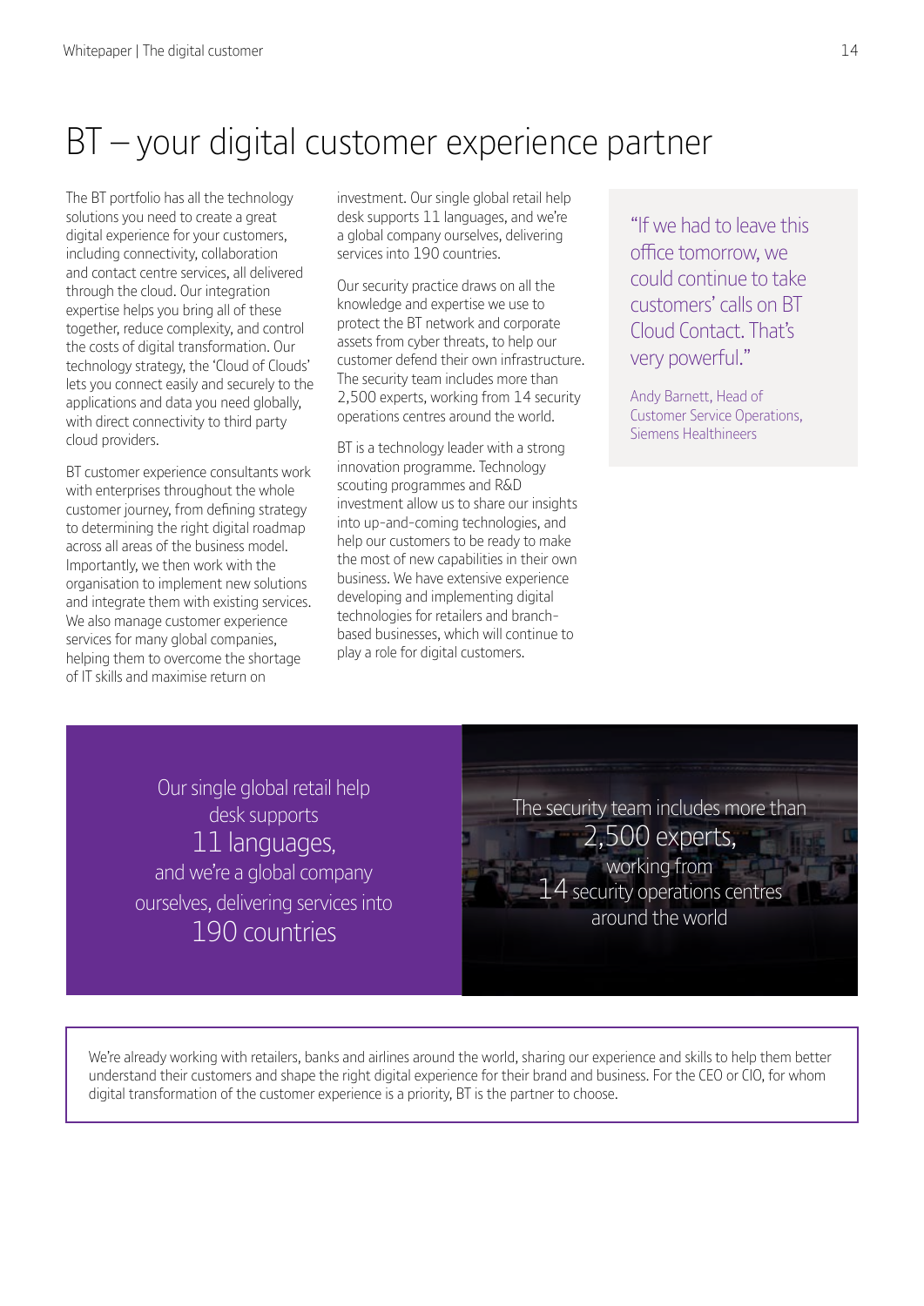# BT – your digital customer experience partner

The BT portfolio has all the technology solutions you need to create a great digital experience for your customers, including connectivity, collaboration and contact centre services, all delivered through the cloud. Our integration expertise helps you bring all of these together, reduce complexity, and control the costs of digital transformation. Our technology strategy, the 'Cloud of Clouds' lets you connect easily and securely to the applications and data you need globally, with direct connectivity to third party cloud providers.

BT customer experience consultants work with enterprises throughout the whole customer journey, from defining strategy to determining the right digital roadmap across all areas of the business model. Importantly, we then work with the organisation to implement new solutions and integrate them with existing services. We also manage customer experience services for many global companies, helping them to overcome the shortage of IT skills and maximise return on investment. Our single global retail help desk supports 11 languages, and we're a global company ourselves, delivering services into 190 countries.

Our security practice draws on all the knowledge and expertise we use to protect the BT network and corporate assets from cyber threats, to help our customer defend their own infrastructure. The security team includes more than 2,500 experts, working from 14 security operations centres around the world.

BT is a technology leader with a strong innovation programme. Technology scouting programmes and R&D investment allow us to share our insights into up-and-coming technologies, and help our customers to be ready to make the most of new capabilities in their own business. We have extensive experience developing and implementing digital technologies for retailers and branch-based businesses, which will continue to play a role for digital customers.

> "If we had to leave this office tomorrow, we could continue to take customers' calls on BT Cloud Contact. That's very powerful."
>
> Andy Barnett, Head of Customer Service Operations, Siemens Healthineers

Our single global retail help desk supports **11 languages,** and we're a global company ourselves, delivering services into **190 countries**

The security team includes more than **2,500 experts,** working from **14** security operations centres around the world

We're already working with retailers, banks and airlines around the world, sharing our experience and skills to help them better understand their customers and shape the right digital experience for their brand and business. For the CEO or CIO, for whom digital transformation of the customer experience is a priority, BT is the partner to choose.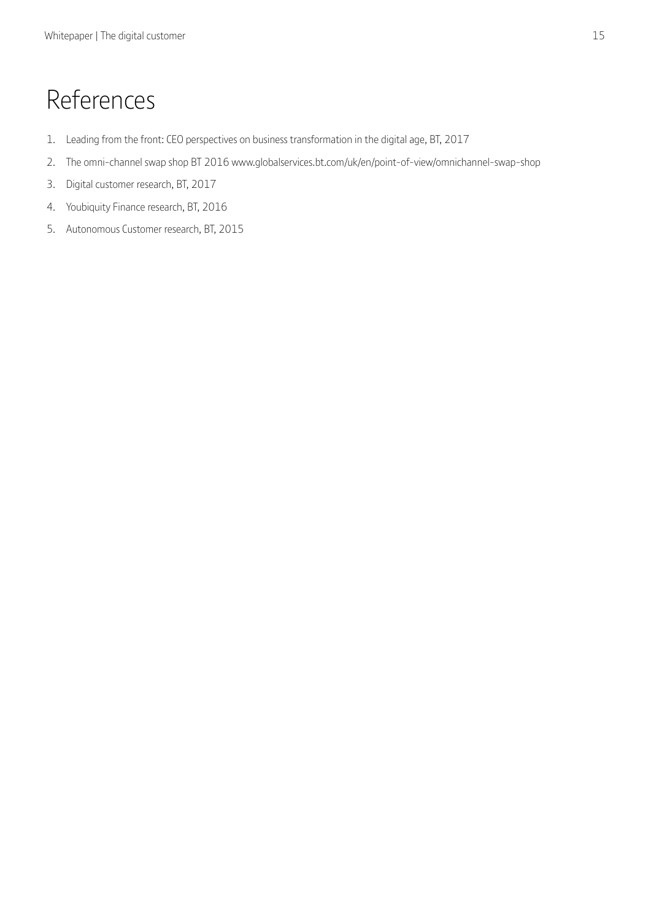# References

1. Leading from the front: CEO perspectives on business transformation in the digital age, BT, 2017
2. The omni-channel swap shop BT 2016 www.globalservices.bt.com/uk/en/point-of-view/omnichannel-swap-shop
3. Digital customer research, BT, 2017
4. Youbiquity Finance research, BT, 2016
5. Autonomous Customer research, BT, 2015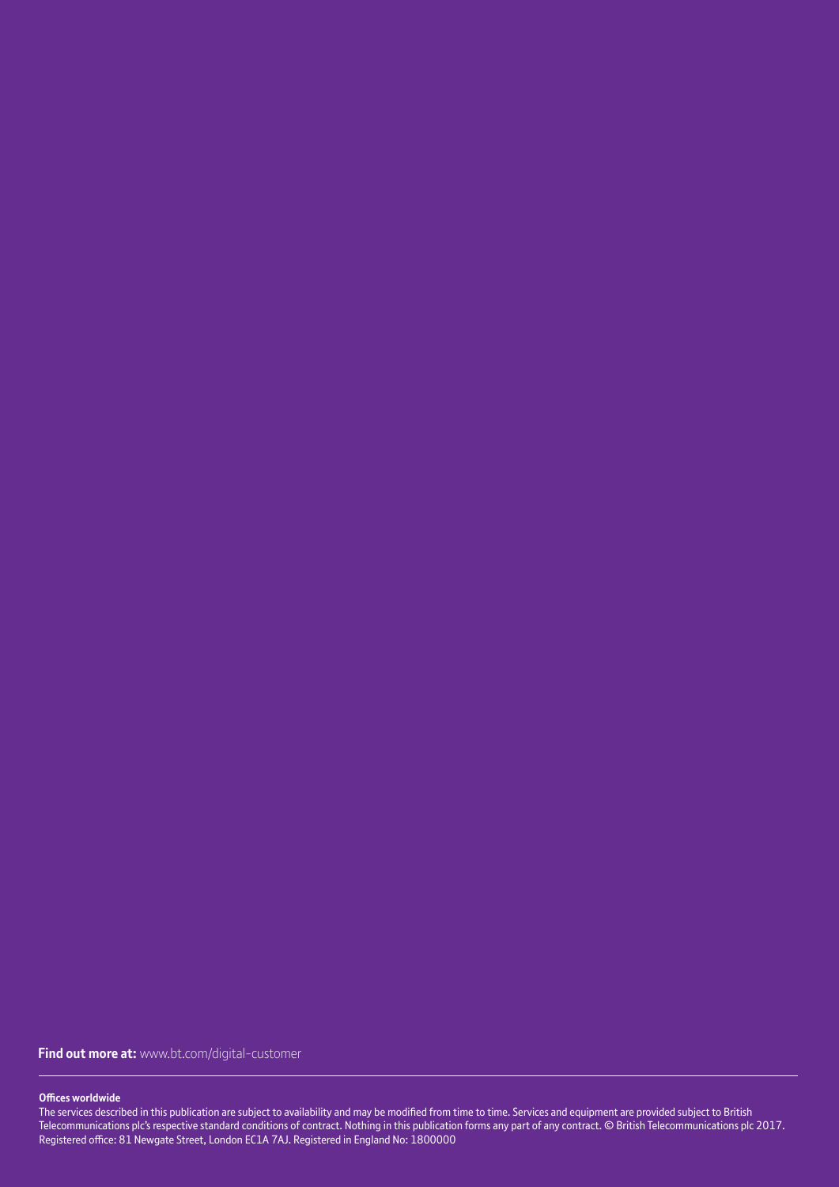**Find out more at:** www.bt.com/digital-customer

**Offices worldwide**

The services described in this publication are subject to availability and may be modified from time to time. Services and equipment are provided subject to British Telecommunications plc's respective standard conditions of contract. Nothing in this publication forms any part of any contract. © British Telecommunications plc 2017. Registered office: 81 Newgate Street, London EC1A 7AJ. Registered in England No: 1800000